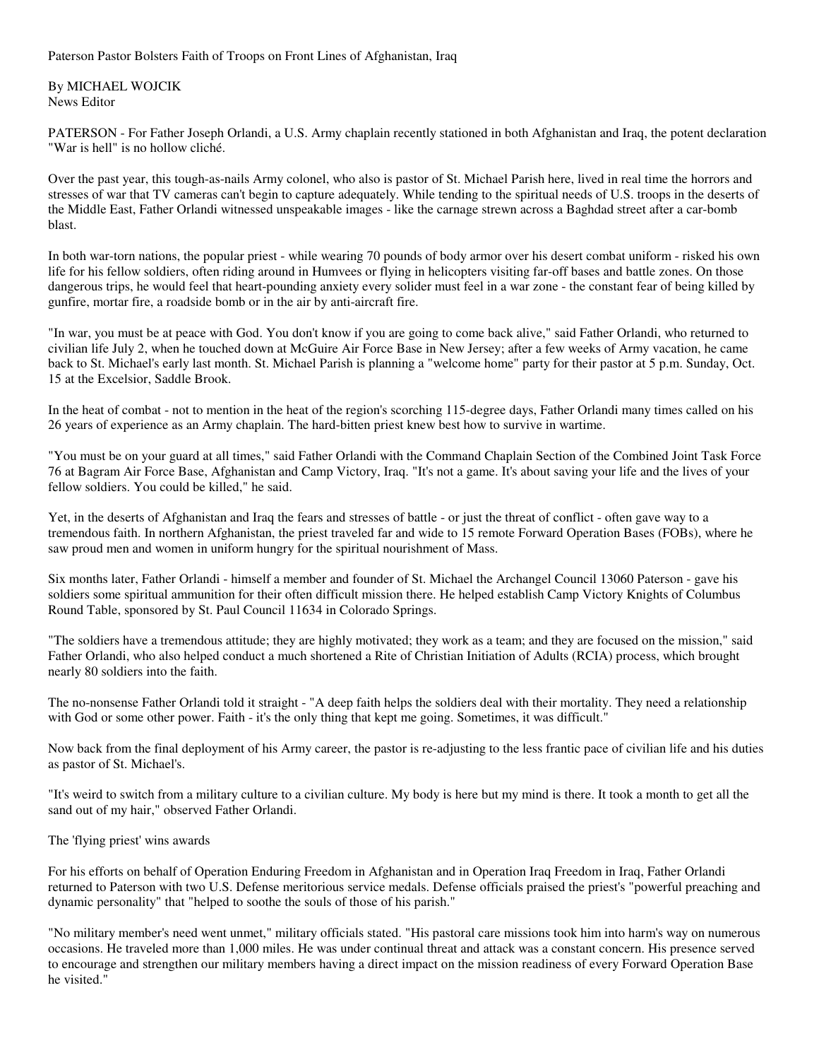# Paterson Pastor Bolsters Faith of Troops on Front Lines of Afghanistan, Iraq

By MICHAEL WOJCIK
News Editor

PATERSON - For Father Joseph Orlandi, a U.S. Army chaplain recently stationed in both Afghanistan and Iraq, the potent declaration "War is hell" is no hollow cliché.

Over the past year, this tough-as-nails Army colonel, who also is pastor of St. Michael Parish here, lived in real time the horrors and stresses of war that TV cameras can't begin to capture adequately. While tending to the spiritual needs of U.S. troops in the deserts of the Middle East, Father Orlandi witnessed unspeakable images - like the carnage strewn across a Baghdad street after a car-bomb blast.

In both war-torn nations, the popular priest - while wearing 70 pounds of body armor over his desert combat uniform - risked his own life for his fellow soldiers, often riding around in Humvees or flying in helicopters visiting far-off bases and battle zones. On those dangerous trips, he would feel that heart-pounding anxiety every solider must feel in a war zone - the constant fear of being killed by gunfire, mortar fire, a roadside bomb or in the air by anti-aircraft fire.

"In war, you must be at peace with God. You don't know if you are going to come back alive," said Father Orlandi, who returned to civilian life July 2, when he touched down at McGuire Air Force Base in New Jersey; after a few weeks of Army vacation, he came back to St. Michael's early last month. St. Michael Parish is planning a "welcome home" party for their pastor at 5 p.m. Sunday, Oct. 15 at the Excelsior, Saddle Brook.

In the heat of combat - not to mention in the heat of the region's scorching 115-degree days, Father Orlandi many times called on his 26 years of experience as an Army chaplain. The hard-bitten priest knew best how to survive in wartime.

"You must be on your guard at all times," said Father Orlandi with the Command Chaplain Section of the Combined Joint Task Force 76 at Bagram Air Force Base, Afghanistan and Camp Victory, Iraq. "It's not a game. It's about saving your life and the lives of your fellow soldiers. You could be killed," he said.

Yet, in the deserts of Afghanistan and Iraq the fears and stresses of battle - or just the threat of conflict - often gave way to a tremendous faith. In northern Afghanistan, the priest traveled far and wide to 15 remote Forward Operation Bases (FOBs), where he saw proud men and women in uniform hungry for the spiritual nourishment of Mass.

Six months later, Father Orlandi - himself a member and founder of St. Michael the Archangel Council 13060 Paterson - gave his soldiers some spiritual ammunition for their often difficult mission there. He helped establish Camp Victory Knights of Columbus Round Table, sponsored by St. Paul Council 11634 in Colorado Springs.

"The soldiers have a tremendous attitude; they are highly motivated; they work as a team; and they are focused on the mission," said Father Orlandi, who also helped conduct a much shortened a Rite of Christian Initiation of Adults (RCIA) process, which brought nearly 80 soldiers into the faith.

The no-nonsense Father Orlandi told it straight - "A deep faith helps the soldiers deal with their mortality. They need a relationship with God or some other power. Faith - it's the only thing that kept me going. Sometimes, it was difficult."

Now back from the final deployment of his Army career, the pastor is re-adjusting to the less frantic pace of civilian life and his duties as pastor of St. Michael's.

"It's weird to switch from a military culture to a civilian culture. My body is here but my mind is there. It took a month to get all the sand out of my hair," observed Father Orlandi.

## The 'flying priest' wins awards

For his efforts on behalf of Operation Enduring Freedom in Afghanistan and in Operation Iraq Freedom in Iraq, Father Orlandi returned to Paterson with two U.S. Defense meritorious service medals. Defense officials praised the priest's "powerful preaching and dynamic personality" that "helped to soothe the souls of those of his parish."

"No military member's need went unmet," military officials stated. "His pastoral care missions took him into harm's way on numerous occasions. He traveled more than 1,000 miles. He was under continual threat and attack was a constant concern. His presence served to encourage and strengthen our military members having a direct impact on the mission readiness of every Forward Operation Base he visited."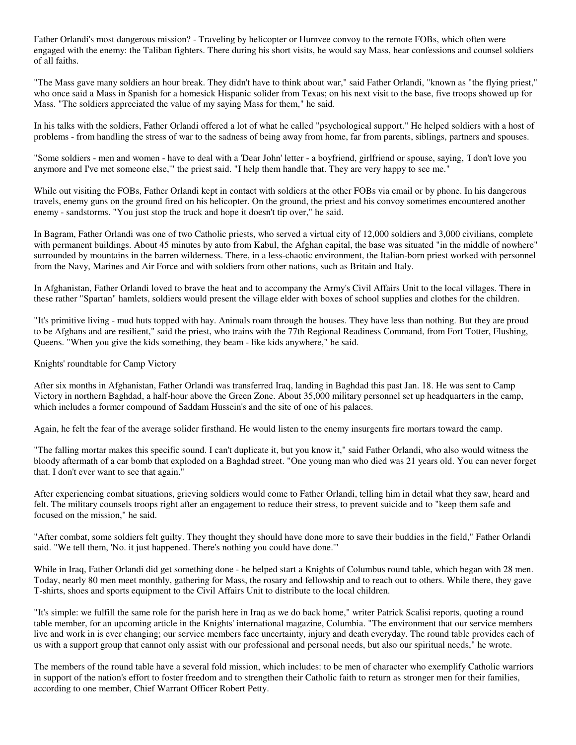Father Orlandi's most dangerous mission? - Traveling by helicopter or Humvee convoy to the remote FOBs, which often were engaged with the enemy: the Taliban fighters. There during his short visits, he would say Mass, hear confessions and counsel soldiers of all faiths.

"The Mass gave many soldiers an hour break. They didn't have to think about war," said Father Orlandi, "known as "the flying priest," who once said a Mass in Spanish for a homesick Hispanic solider from Texas; on his next visit to the base, five troops showed up for Mass. "The soldiers appreciated the value of my saying Mass for them," he said.

In his talks with the soldiers, Father Orlandi offered a lot of what he called "psychological support." He helped soldiers with a host of problems - from handling the stress of war to the sadness of being away from home, far from parents, siblings, partners and spouses.

"Some soldiers - men and women - have to deal with a 'Dear John' letter - a boyfriend, girlfriend or spouse, saying, 'I don't love you anymore and I've met someone else,'" the priest said. "I help them handle that. They are very happy to see me."

While out visiting the FOBs, Father Orlandi kept in contact with soldiers at the other FOBs via email or by phone. In his dangerous travels, enemy guns on the ground fired on his helicopter. On the ground, the priest and his convoy sometimes encountered another enemy - sandstorms. "You just stop the truck and hope it doesn't tip over," he said.

In Bagram, Father Orlandi was one of two Catholic priests, who served a virtual city of 12,000 soldiers and 3,000 civilians, complete with permanent buildings. About 45 minutes by auto from Kabul, the Afghan capital, the base was situated "in the middle of nowhere" surrounded by mountains in the barren wilderness. There, in a less-chaotic environment, the Italian-born priest worked with personnel from the Navy, Marines and Air Force and with soldiers from other nations, such as Britain and Italy.

In Afghanistan, Father Orlandi loved to brave the heat and to accompany the Army's Civil Affairs Unit to the local villages. There in these rather "Spartan" hamlets, soldiers would present the village elder with boxes of school supplies and clothes for the children.

"It's primitive living - mud huts topped with hay. Animals roam through the houses. They have less than nothing. But they are proud to be Afghans and are resilient," said the priest, who trains with the 77th Regional Readiness Command, from Fort Totter, Flushing, Queens. "When you give the kids something, they beam - like kids anywhere," he said.

## Knights' roundtable for Camp Victory

After six months in Afghanistan, Father Orlandi was transferred Iraq, landing in Baghdad this past Jan. 18. He was sent to Camp Victory in northern Baghdad, a half-hour above the Green Zone. About 35,000 military personnel set up headquarters in the camp, which includes a former compound of Saddam Hussein's and the site of one of his palaces.

Again, he felt the fear of the average solider firsthand. He would listen to the enemy insurgents fire mortars toward the camp.

"The falling mortar makes this specific sound. I can't duplicate it, but you know it," said Father Orlandi, who also would witness the bloody aftermath of a car bomb that exploded on a Baghdad street. "One young man who died was 21 years old. You can never forget that. I don't ever want to see that again."

After experiencing combat situations, grieving soldiers would come to Father Orlandi, telling him in detail what they saw, heard and felt. The military counsels troops right after an engagement to reduce their stress, to prevent suicide and to "keep them safe and focused on the mission," he said.

"After combat, some soldiers felt guilty. They thought they should have done more to save their buddies in the field," Father Orlandi said. "We tell them, 'No. it just happened. There's nothing you could have done.'"

While in Iraq, Father Orlandi did get something done - he helped start a Knights of Columbus round table, which began with 28 men. Today, nearly 80 men meet monthly, gathering for Mass, the rosary and fellowship and to reach out to others. While there, they gave T-shirts, shoes and sports equipment to the Civil Affairs Unit to distribute to the local children.

"It's simple: we fulfill the same role for the parish here in Iraq as we do back home," writer Patrick Scalisi reports, quoting a round table member, for an upcoming article in the Knights' international magazine, Columbia. "The environment that our service members live and work in is ever changing; our service members face uncertainty, injury and death everyday. The round table provides each of us with a support group that cannot only assist with our professional and personal needs, but also our spiritual needs," he wrote.

The members of the round table have a several fold mission, which includes: to be men of character who exemplify Catholic warriors in support of the nation's effort to foster freedom and to strengthen their Catholic faith to return as stronger men for their families, according to one member, Chief Warrant Officer Robert Petty.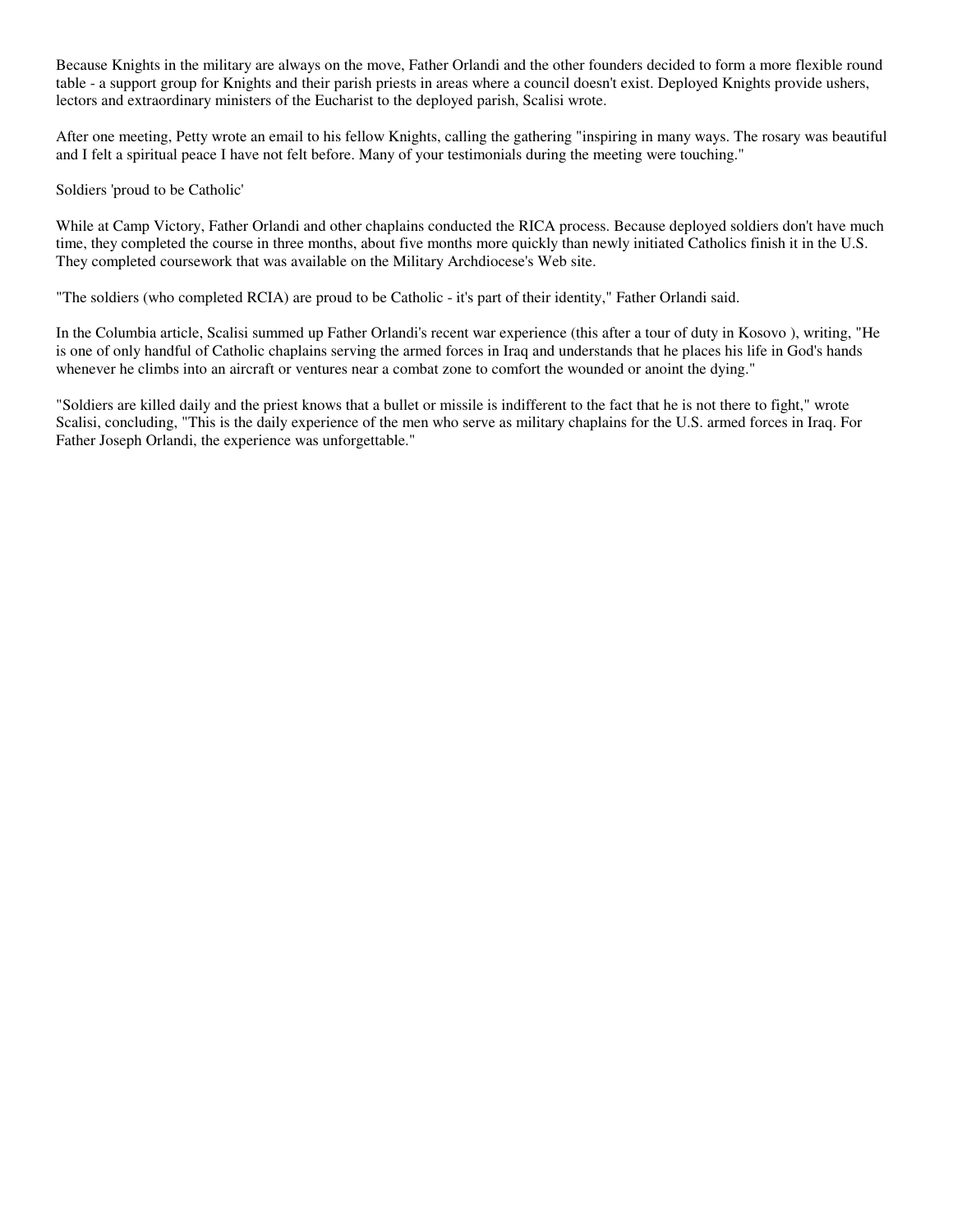Because Knights in the military are always on the move, Father Orlandi and the other founders decided to form a more flexible round table - a support group for Knights and their parish priests in areas where a council doesn't exist. Deployed Knights provide ushers, lectors and extraordinary ministers of the Eucharist to the deployed parish, Scalisi wrote.

After one meeting, Petty wrote an email to his fellow Knights, calling the gathering "inspiring in many ways. The rosary was beautiful and I felt a spiritual peace I have not felt before. Many of your testimonials during the meeting were touching."

Soldiers 'proud to be Catholic'

While at Camp Victory, Father Orlandi and other chaplains conducted the RICA process. Because deployed soldiers don't have much time, they completed the course in three months, about five months more quickly than newly initiated Catholics finish it in the U.S. They completed coursework that was available on the Military Archdiocese's Web site.

"The soldiers (who completed RCIA) are proud to be Catholic - it's part of their identity," Father Orlandi said.

In the Columbia article, Scalisi summed up Father Orlandi's recent war experience (this after a tour of duty in Kosovo ), writing, "He is one of only handful of Catholic chaplains serving the armed forces in Iraq and understands that he places his life in God's hands whenever he climbs into an aircraft or ventures near a combat zone to comfort the wounded or anoint the dying."

"Soldiers are killed daily and the priest knows that a bullet or missile is indifferent to the fact that he is not there to fight," wrote Scalisi, concluding, "This is the daily experience of the men who serve as military chaplains for the U.S. armed forces in Iraq. For Father Joseph Orlandi, the experience was unforgettable."